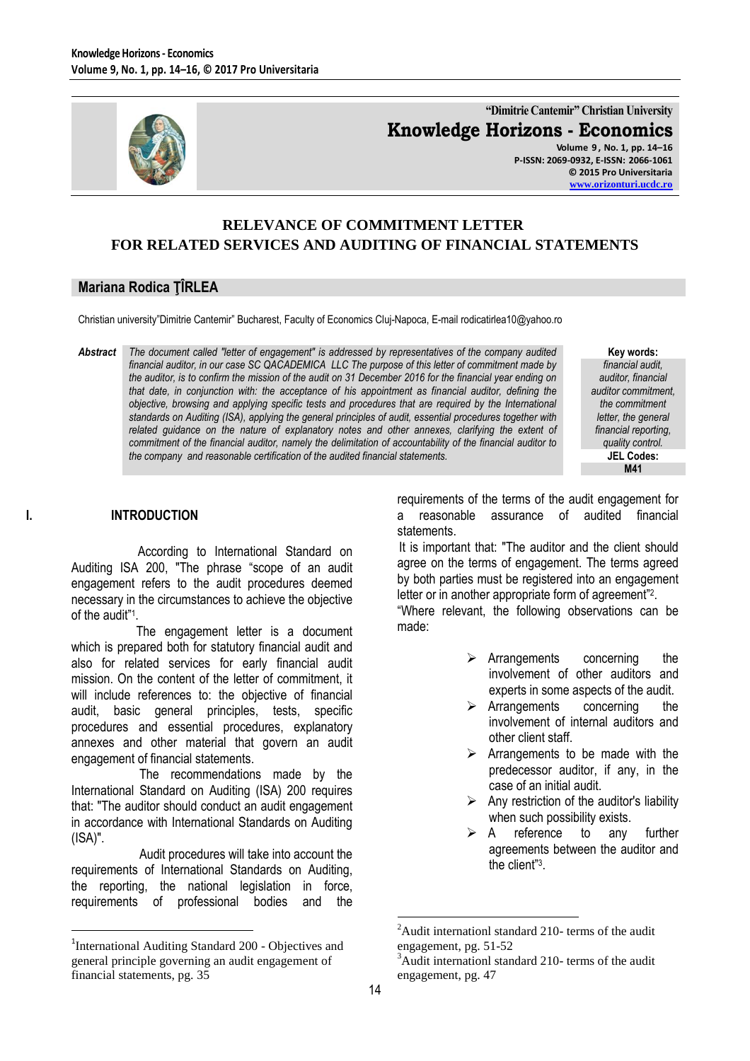"Dimitrie Cantemir" Christian University

**Knowledge Horizons - Economics**

Volume 9, No. 1, pp. 14–16
P-ISSN: 2069-0932, E-ISSN: 2066-1061
© 2015 Pro Universitaria
www.orizonturi.ucdc.ro

# RELEVANCE OF COMMITMENT LETTER FOR RELATED SERVICES AND AUDITING OF FINANCIAL STATEMENTS

## Mariana Rodica ŢÎRLEA

Christian university"Dimitrie Cantemir" Bucharest, Faculty of Economics Cluj-Napoca, E-mail rodicatirlea10@yahoo.ro

***Abstract*** *The document called "letter of engagement" is addressed by representatives of the company audited financial auditor, in our case SC QACADEMICA LLC The purpose of this letter of commitment made by the auditor, is to confirm the mission of the audit on 31 December 2016 for the financial year ending on that date, in conjunction with: the acceptance of his appointment as financial auditor, defining the objective, browsing and applying specific tests and procedures that are required by the International standards on Auditing (ISA), applying the general principles of audit, essential procedures together with related guidance on the nature of explanatory notes and other annexes, clarifying the extent of commitment of the financial auditor, namely the delimitation of accountability of the financial auditor to the company and reasonable certification of the audited financial statements.*

**Key words:** *financial audit, auditor, financial auditor commitment, the commitment letter, the general financial reporting, quality control.*

**JEL Codes:** **M41**

## I. INTRODUCTION

According to International Standard on Auditing ISA 200, "The phrase "scope of an audit engagement refers to the audit procedures deemed necessary in the circumstances to achieve the objective of the audit"[1].

The engagement letter is a document which is prepared both for statutory financial audit and also for related services for early financial audit mission. On the content of the letter of commitment, it will include references to: the objective of financial audit, basic general principles, tests, specific procedures and essential procedures, explanatory annexes and other material that govern an audit engagement of financial statements.

The recommendations made by the International Standard on Auditing (ISA) 200 requires that: "The auditor should conduct an audit engagement in accordance with International Standards on Auditing (ISA)".

Audit procedures will take into account the requirements of International Standards on Auditing, the reporting, the national legislation in force, requirements of professional bodies and the requirements of the terms of the audit engagement for a reasonable assurance of audited financial statements.

It is important that: "The auditor and the client should agree on the terms of engagement. The terms agreed by both parties must be registered into an engagement letter or in another appropriate form of agreement"[2].

"Where relevant, the following observations can be made:

- Arrangements concerning the involvement of other auditors and experts in some aspects of the audit.
- Arrangements concerning the involvement of internal auditors and other client staff.
- Arrangements to be made with the predecessor auditor, if any, in the case of an initial audit.
- Any restriction of the auditor's liability when such possibility exists.
- A reference to any further agreements between the auditor and the client"[3].

---

[1] International Auditing Standard 200 - Objectives and general principle governing an audit engagement of financial statements, pg. 35

[2] Audit internationl standard 210- terms of the audit engagement, pg. 51-52

[3] Audit internationl standard 210- terms of the audit engagement, pg. 47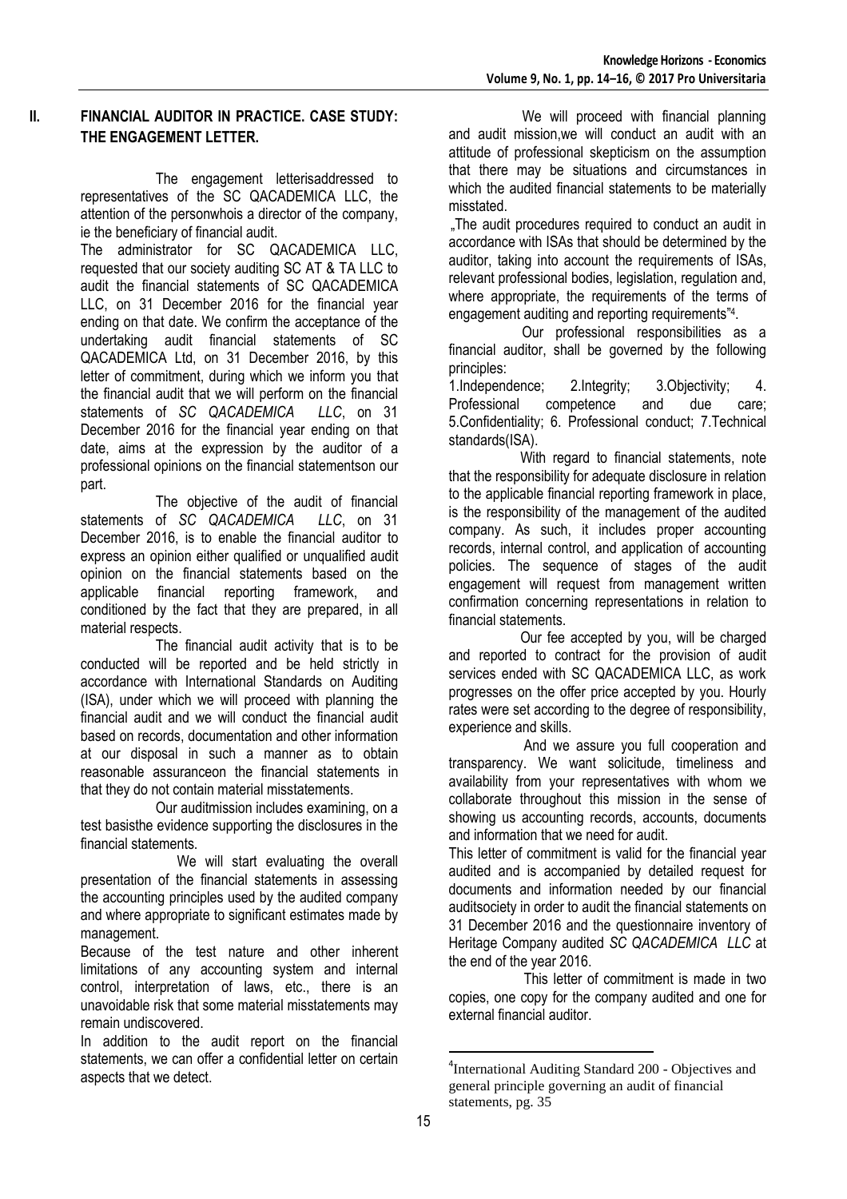## II. FINANCIAL AUDITOR IN PRACTICE. CASE STUDY: THE ENGAGEMENT LETTER.

The engagement letterisaddressed to representatives of the SC QACADEMICA LLC, the attention of the personwhois a director of the company, ie the beneficiary of financial audit.

The administrator for SC QACADEMICA LLC, requested that our society auditing SC AT & TA LLC to audit the financial statements of SC QACADEMICA LLC, on 31 December 2016 for the financial year ending on that date. We confirm the acceptance of the undertaking audit financial statements of SC QACADEMICA Ltd, on 31 December 2016, by this letter of commitment, during which we inform you that the financial audit that we will perform on the financial statements of *SC QACADEMICA LLC*, on 31 December 2016 for the financial year ending on that date, aims at the expression by the auditor of a professional opinions on the financial statementson our part.

The objective of the audit of financial statements of *SC QACADEMICA LLC*, on 31 December 2016, is to enable the financial auditor to express an opinion either qualified or unqualified audit opinion on the financial statements based on the applicable financial reporting framework, and conditioned by the fact that they are prepared, in all material respects.

The financial audit activity that is to be conducted will be reported and be held strictly in accordance with International Standards on Auditing (ISA), under which we will proceed with planning the financial audit and we will conduct the financial audit based on records, documentation and other information at our disposal in such a manner as to obtain reasonable assuranceon the financial statements in that they do not contain material misstatements.

Our auditmission includes examining, on a test basisthe evidence supporting the disclosures in the financial statements.

We will start evaluating the overall presentation of the financial statements in assessing the accounting principles used by the audited company and where appropriate to significant estimates made by management.

Because of the test nature and other inherent limitations of any accounting system and internal control, interpretation of laws, etc., there is an unavoidable risk that some material misstatements may remain undiscovered.

In addition to the audit report on the financial statements, we can offer a confidential letter on certain aspects that we detect.

We will proceed with financial planning and audit mission,we will conduct an audit with an attitude of professional skepticism on the assumption that there may be situations and circumstances in which the audited financial statements to be materially misstated.

„The audit procedures required to conduct an audit in accordance with ISAs that should be determined by the auditor, taking into account the requirements of ISAs, relevant professional bodies, legislation, regulation and, where appropriate, the requirements of the terms of engagement auditing and reporting requirements"[4].

Our professional responsibilities as a financial auditor, shall be governed by the following principles:

1.Independence; 2.Integrity; 3.Objectivity; 4. Professional competence and due care; 5.Confidentiality; 6. Professional conduct; 7.Technical standards(ISA).

With regard to financial statements, note that the responsibility for adequate disclosure in relation to the applicable financial reporting framework in place, is the responsibility of the management of the audited company. As such, it includes proper accounting records, internal control, and application of accounting policies. The sequence of stages of the audit engagement will request from management written confirmation concerning representations in relation to financial statements.

Our fee accepted by you, will be charged and reported to contract for the provision of audit services ended with SC QACADEMICA LLC, as work progresses on the offer price accepted by you. Hourly rates were set according to the degree of responsibility, experience and skills.

And we assure you full cooperation and transparency. We want solicitude, timeliness and availability from your representatives with whom we collaborate throughout this mission in the sense of showing us accounting records, accounts, documents and information that we need for audit.

This letter of commitment is valid for the financial year audited and is accompanied by detailed request for documents and information needed by our financial auditsociety in order to audit the financial statements on 31 December 2016 and the questionnaire inventory of Heritage Company audited *SC QACADEMICA LLC* at the end of the year 2016.

This letter of commitment is made in two copies, one copy for the company audited and one for external financial auditor.

---

[4] International Auditing Standard 200 - Objectives and general principle governing an audit of financial statements, pg. 35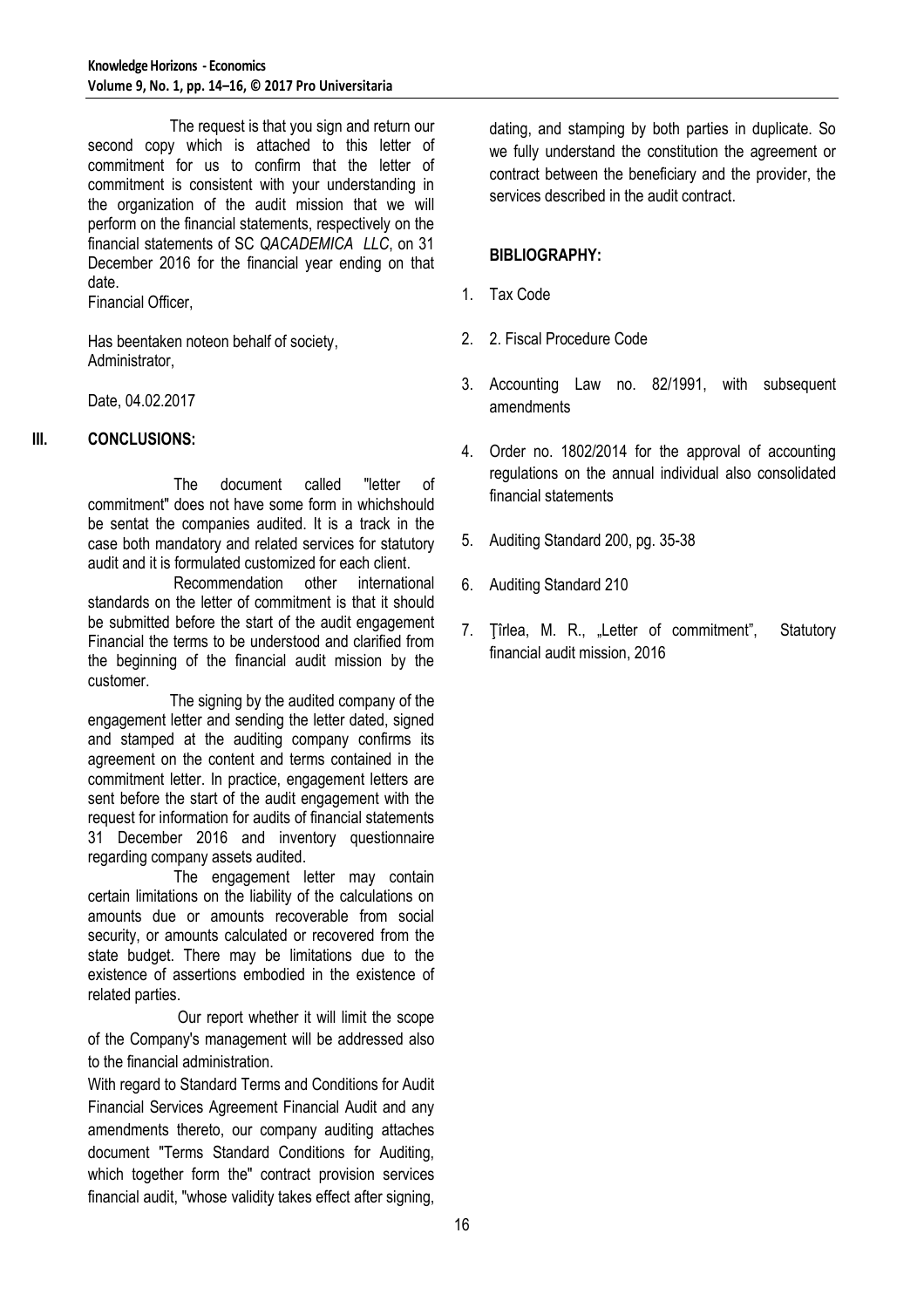The request is that you sign and return our second copy which is attached to this letter of commitment for us to confirm that the letter of commitment is consistent with your understanding in the organization of the audit mission that we will perform on the financial statements, respectively on the financial statements of SC *QACADEMICA LLC*, on 31 December 2016 for the financial year ending on that date.

Financial Officer,

Has beentaken noteon behalf of society,
Administrator,

Date, 04.02.2017

## III. CONCLUSIONS:

The document called "letter of commitment" does not have some form in whichshould be sentat the companies audited. It is a track in the case both mandatory and related services for statutory audit and it is formulated customized for each client.

Recommendation other international standards on the letter of commitment is that it should be submitted before the start of the audit engagement Financial the terms to be understood and clarified from the beginning of the financial audit mission by the customer.

The signing by the audited company of the engagement letter and sending the letter dated, signed and stamped at the auditing company confirms its agreement on the content and terms contained in the commitment letter. In practice, engagement letters are sent before the start of the audit engagement with the request for information for audits of financial statements 31 December 2016 and inventory questionnaire regarding company assets audited.

The engagement letter may contain certain limitations on the liability of the calculations on amounts due or amounts recoverable from social security, or amounts calculated or recovered from the state budget. There may be limitations due to the existence of assertions embodied in the existence of related parties.

Our report whether it will limit the scope of the Company's management will be addressed also to the financial administration.

With regard to Standard Terms and Conditions for Audit Financial Services Agreement Financial Audit and any amendments thereto, our company auditing attaches document "Terms Standard Conditions for Auditing, which together form the" contract provision services financial audit, "whose validity takes effect after signing, dating, and stamping by both parties in duplicate. So we fully understand the constitution the agreement or contract between the beneficiary and the provider, the services described in the audit contract.

## BIBLIOGRAPHY:

1. Tax Code
2. 2. Fiscal Procedure Code
3. Accounting Law no. 82/1991, with subsequent amendments
4. Order no. 1802/2014 for the approval of accounting regulations on the annual individual also consolidated financial statements
5. Auditing Standard 200, pg. 35-38
6. Auditing Standard 210
7. Ţîrlea, M. R., „Letter of commitment", Statutory financial audit mission, 2016